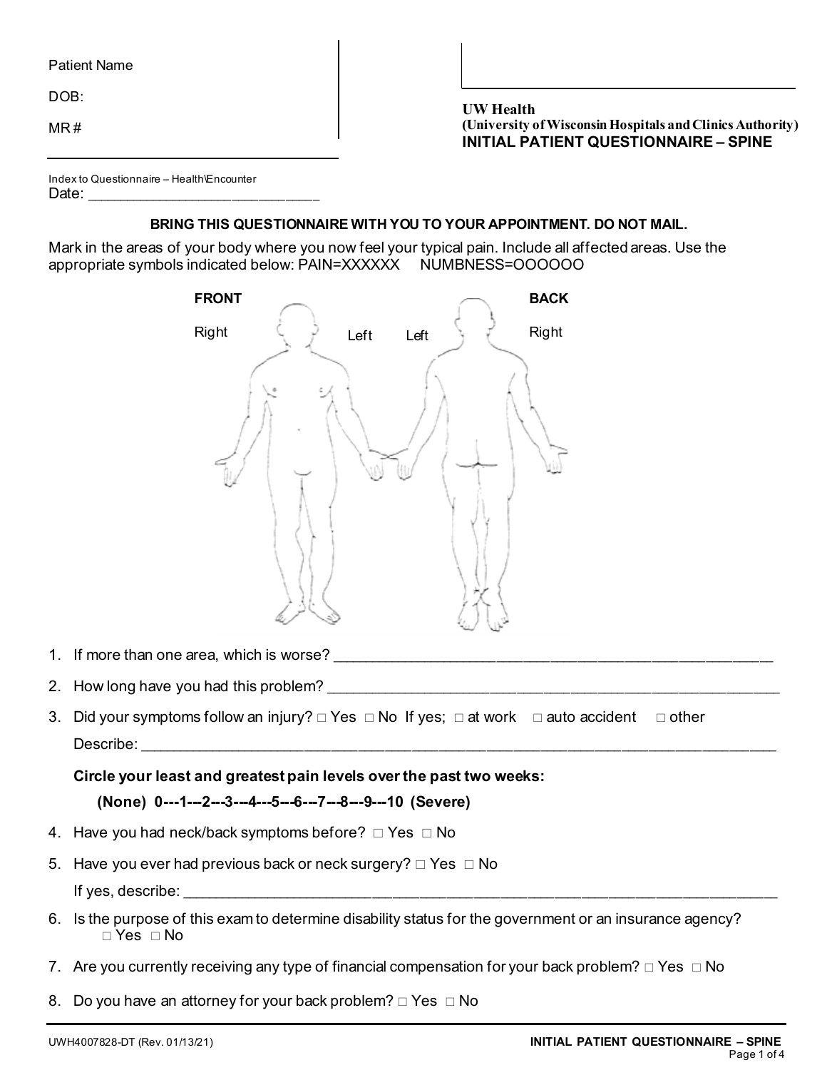Patient Name

DOB:

MR #

**UW Health**
**(University of Wisconsin Hospitals and Clinics Authority)**

# INITIAL PATIENT QUESTIONNAIRE – SPINE

Index to Questionnaire – Health\Encounter
Date: ______________________________

**BRING THIS QUESTIONNAIRE WITH YOU TO YOUR APPOINTMENT. DO NOT MAIL.**

Mark in the areas of your body where you now feel your typical pain. Include all affected areas. Use the appropriate symbols indicated below: PAIN=XXXXXX NUMBNESS=OOOOOO

**FRONT** Right Left | Left Right **BACK**

1. If more than one area, which is worse? ______________________________________________________
2. How long have you had this problem? _______________________________________________________
3. Did your symptoms follow an injury? □ Yes □ No If yes; □ at work □ auto accident □ other
   Describe: ______________________________________________________________________________

   **Circle your least and greatest pain levels over the past two weeks:**

   **(None) 0---1---2---3---4---5---6---7---8---9---10 (Severe)**

4. Have you had neck/back symptoms before? □ Yes □ No
5. Have you ever had previous back or neck surgery? □ Yes □ No
   If yes, describe: _________________________________________________________________________
6. Is the purpose of this exam to determine disability status for the government or an insurance agency?
   □ Yes □ No
7. Are you currently receiving any type of financial compensation for your back problem? □ Yes □ No
8. Do you have an attorney for your back problem? □ Yes □ No

UWH4007828-DT (Rev. 01/13/21)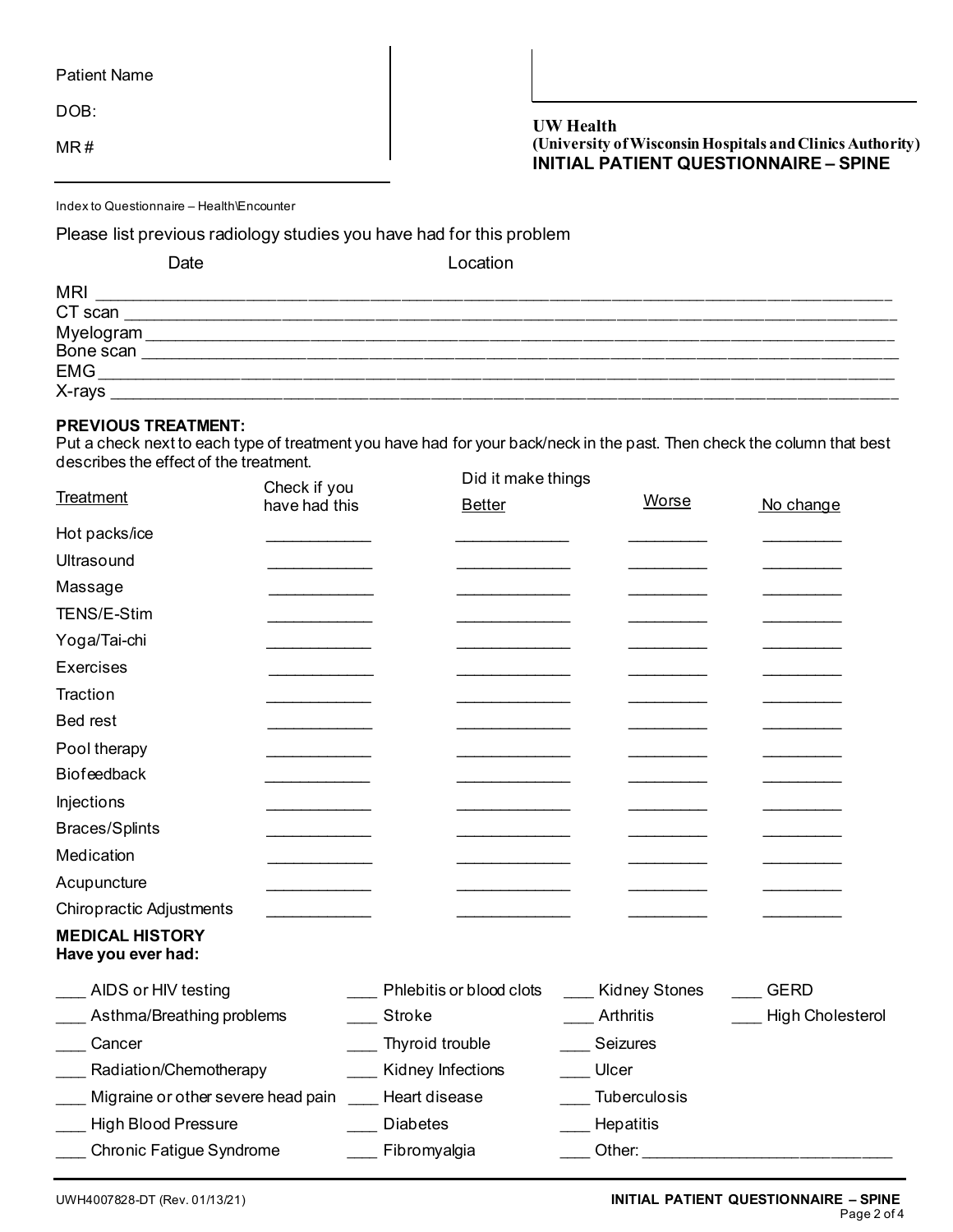Patient Name

DOB:

MR #

**UW Health**
**(University of Wisconsin Hospitals and Clinics Authority)**
**INITIAL PATIENT QUESTIONNAIRE – SPINE**

Index to Questionnaire – Health\Encounter

Please list previous radiology studies you have had for this problem

| | Date | Location |
|---|---|---|
| MRI | | |
| CT scan | | |
| Myelogram | | |
| Bone scan | | |
| EMG | | |
| X-rays | | |

**PREVIOUS TREATMENT:**
Put a check next to each type of treatment you have had for your back/neck in the past. Then check the column that best describes the effect of the treatment.

| Treatment | Check if you have had this | Did it make things Better | Worse | No change |
|---|---|---|---|---|
| Hot packs/ice | | | | |
| Ultrasound | | | | |
| Massage | | | | |
| TENS/E-Stim | | | | |
| Yoga/Tai-chi | | | | |
| Exercises | | | | |
| Traction | | | | |
| Bed rest | | | | |
| Pool therapy | | | | |
| Biofeedback | | | | |
| Injections | | | | |
| Braces/Splints | | | | |
| Medication | | | | |
| Acupuncture | | | | |
| Chiropractic Adjustments | | | | |

**MEDICAL HISTORY**
**Have you ever had:**

___ AIDS or HIV testing
___ Asthma/Breathing problems
___ Cancer
___ Radiation/Chemotherapy
___ Migraine or other severe head pain
___ High Blood Pressure
___ Chronic Fatigue Syndrome
___ Phlebitis or blood clots
___ Stroke
___ Thyroid trouble
___ Kidney Infections
___ Heart disease
___ Diabetes
___ Fibromyalgia
___ Kidney Stones
___ Arthritis
___ Seizures
___ Ulcer
___ Tuberculosis
___ Hepatitis
___ Other: ____________________________
___ GERD
___ High Cholesterol

UWH4007828-DT (Rev. 01/13/21)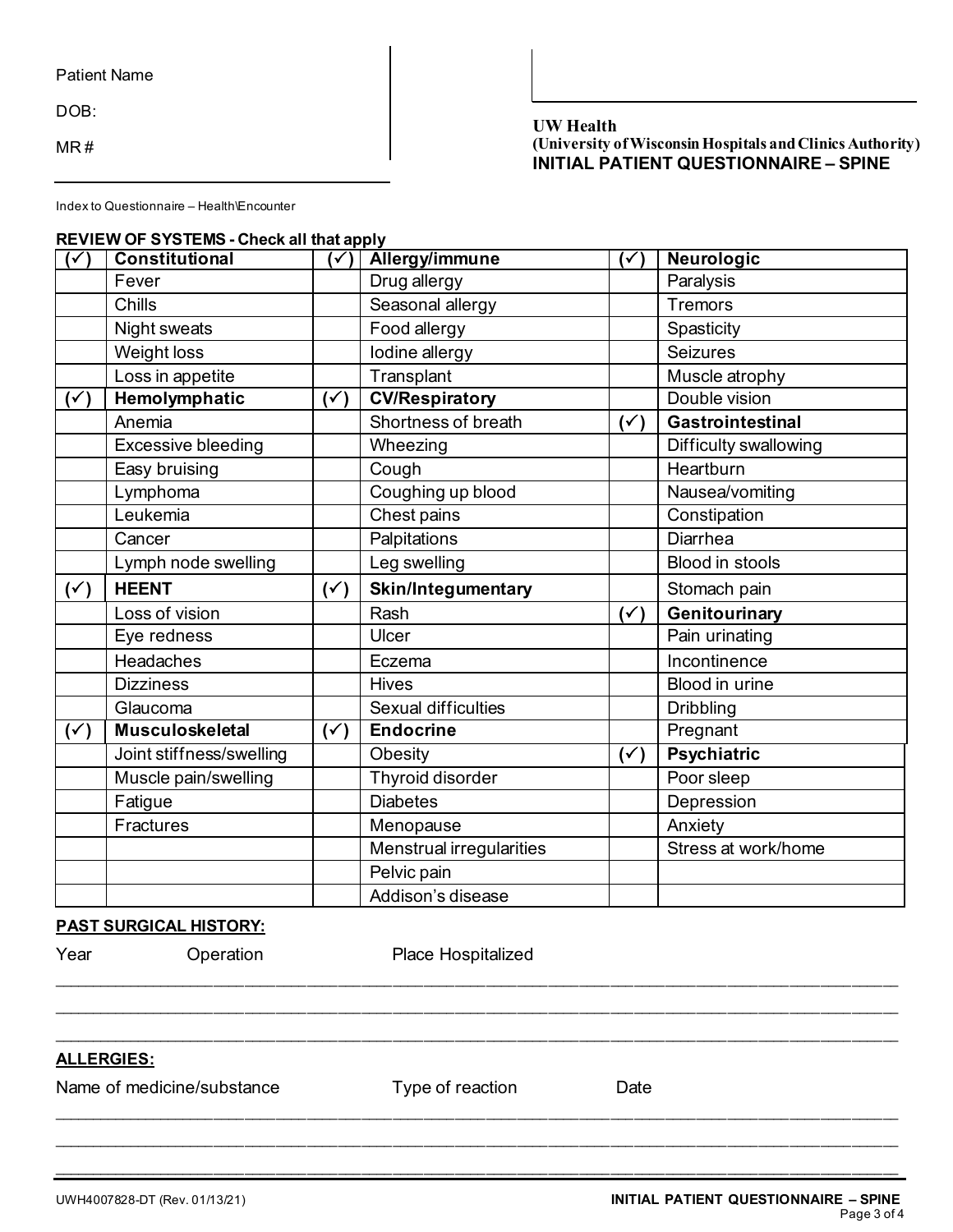Patient Name

DOB:

MR #

**UW Health**
**(University of Wisconsin Hospitals and Clinics Authority)**
**INITIAL PATIENT QUESTIONNAIRE – SPINE**

Index to Questionnaire – Health\Encounter

**REVIEW OF SYSTEMS - Check all that apply**

| (✓) | **Constitutional** | (✓) | **Allergy/immune** | (✓) | **Neurologic** |
|---|---|---|---|---|---|
| | Fever | | Drug allergy | | Paralysis |
| | Chills | | Seasonal allergy | | Tremors |
| | Night sweats | | Food allergy | | Spasticity |
| | Weight loss | | Iodine allergy | | Seizures |
| | Loss in appetite | | Transplant | | Muscle atrophy |
| (✓) | **Hemolymphatic** | (✓) | **CV/Respiratory** | | Double vision |
| | Anemia | | Shortness of breath | (✓) | **Gastrointestinal** |
| | Excessive bleeding | | Wheezing | | Difficulty swallowing |
| | Easy bruising | | Cough | | Heartburn |
| | Lymphoma | | Coughing up blood | | Nausea/vomiting |
| | Leukemia | | Chest pains | | Constipation |
| | Cancer | | Palpitations | | Diarrhea |
| | Lymph node swelling | | Leg swelling | | Blood in stools |
| (✓) | **HEENT** | (✓) | **Skin/Integumentary** | | Stomach pain |
| | Loss of vision | | Rash | (✓) | **Genitourinary** |
| | Eye redness | | Ulcer | | Pain urinating |
| | Headaches | | Eczema | | Incontinence |
| | Dizziness | | Hives | | Blood in urine |
| | Glaucoma | | Sexual difficulties | | Dribbling |
| (✓) | **Musculoskeletal** | (✓) | **Endocrine** | | Pregnant |
| | Joint stiffness/swelling | | Obesity | (✓) | **Psychiatric** |
| | Muscle pain/swelling | | Thyroid disorder | | Poor sleep |
| | Fatigue | | Diabetes | | Depression |
| | Fractures | | Menopause | | Anxiety |
| | | | Menstrual irregularities | | Stress at work/home |
| | | | Pelvic pain | | |
| | | | Addison's disease | | |

**PAST SURGICAL HISTORY:**

Year Operation Place Hospitalized

\_\_\_\_\_\_\_\_\_\_\_\_\_\_\_\_\_\_\_\_\_\_\_\_\_\_\_\_\_\_\_\_\_\_\_\_\_\_\_\_\_\_\_\_\_\_\_\_\_\_\_\_\_\_\_\_\_\_\_\_\_\_\_\_\_\_\_\_\_\_\_\_

\_\_\_\_\_\_\_\_\_\_\_\_\_\_\_\_\_\_\_\_\_\_\_\_\_\_\_\_\_\_\_\_\_\_\_\_\_\_\_\_\_\_\_\_\_\_\_\_\_\_\_\_\_\_\_\_\_\_\_\_\_\_\_\_\_\_\_\_\_\_\_\_

\_\_\_\_\_\_\_\_\_\_\_\_\_\_\_\_\_\_\_\_\_\_\_\_\_\_\_\_\_\_\_\_\_\_\_\_\_\_\_\_\_\_\_\_\_\_\_\_\_\_\_\_\_\_\_\_\_\_\_\_\_\_\_\_\_\_\_\_\_\_\_\_

**ALLERGIES:**

Name of medicine/substance Type of reaction Date

\_\_\_\_\_\_\_\_\_\_\_\_\_\_\_\_\_\_\_\_\_\_\_\_\_\_\_\_\_\_\_\_\_\_\_\_\_\_\_\_\_\_\_\_\_\_\_\_\_\_\_\_\_\_\_\_\_\_\_\_\_\_\_\_\_\_\_\_\_\_\_\_

\_\_\_\_\_\_\_\_\_\_\_\_\_\_\_\_\_\_\_\_\_\_\_\_\_\_\_\_\_\_\_\_\_\_\_\_\_\_\_\_\_\_\_\_\_\_\_\_\_\_\_\_\_\_\_\_\_\_\_\_\_\_\_\_\_\_\_\_\_\_\_\_

\_\_\_\_\_\_\_\_\_\_\_\_\_\_\_\_\_\_\_\_\_\_\_\_\_\_\_\_\_\_\_\_\_\_\_\_\_\_\_\_\_\_\_\_\_\_\_\_\_\_\_\_\_\_\_\_\_\_\_\_\_\_\_\_\_\_\_\_\_\_\_\_

UWH4007828-DT (Rev. 01/13/21)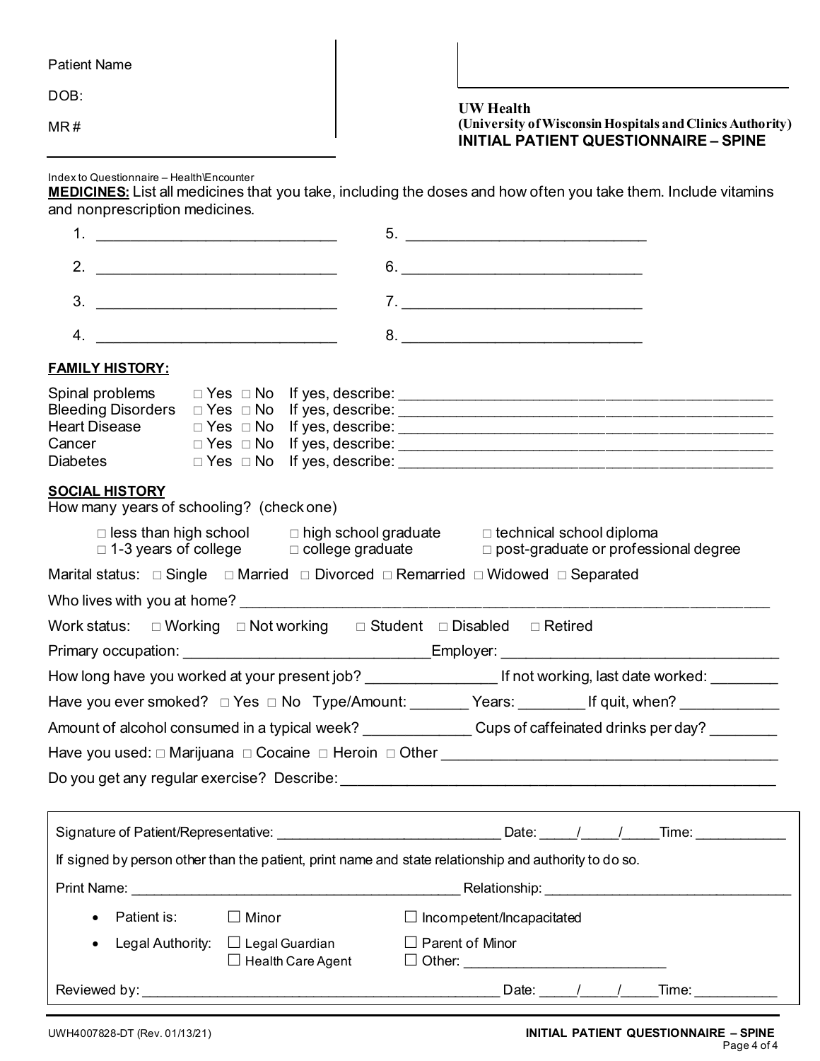Patient Name

DOB:

MR #

**UW Health**
**(University of Wisconsin Hospitals and Clinics Authority)**
**INITIAL PATIENT QUESTIONNAIRE – SPINE**

Index to Questionnaire – Health\Encounter

**MEDICINES:** List all medicines that you take, including the doses and how often you take them. Include vitamins and nonprescription medicines.

1. ____________________________
2. ____________________________
3. ____________________________
4. ____________________________
5. ____________________________
6. ____________________________
7. ____________________________
8. ____________________________

## FAMILY HISTORY:

| | | |
|---|---|---|
| Spinal problems | □ Yes □ No | If yes, describe: ____________________________ |
| Bleeding Disorders | □ Yes □ No | If yes, describe: ____________________________ |
| Heart Disease | □ Yes □ No | If yes, describe: ____________________________ |
| Cancer | □ Yes □ No | If yes, describe: ____________________________ |
| Diabetes | □ Yes □ No | If yes, describe: ____________________________ |

## SOCIAL HISTORY

How many years of schooling? (check one)

□ less than high school □ high school graduate □ technical school diploma
□ 1-3 years of college □ college graduate □ post-graduate or professional degree

Marital status: □ Single □ Married □ Divorced □ Remarried □ Widowed □ Separated

Who lives with you at home? ____________________________

Work status: □ Working □ Not working □ Student □ Disabled □ Retired

Primary occupation: ____________________________ Employer: ____________________________

How long have you worked at your present job? ______________ If not working, last date worked: ________

Have you ever smoked? □ Yes □ No Type/Amount: _______ Years: ________ If quit, when? ___________

Amount of alcohol consumed in a typical week? ____________ Cups of caffeinated drinks per day? ________

Have you used: □ Marijuana □ Cocaine □ Heroin □ Other ____________________________

Do you get any regular exercise? Describe: ____________________________

Signature of Patient/Representative: ____________________________ Date: _____/_____/_____ Time: ___________

If signed by person other than the patient, print name and state relationship and authority to do so.

Print Name: ____________________________ Relationship: ____________________________

- Patient is: ☐ Minor ☐ Incompetent/Incapacitated
- Legal Authority: ☐ Legal Guardian ☐ Parent of Minor ☐ Health Care Agent ☐ Other: ______________________

Reviewed by: ____________________________ Date: _____/_____/_____ Time: ___________

UWH4007828-DT (Rev. 01/13/21)